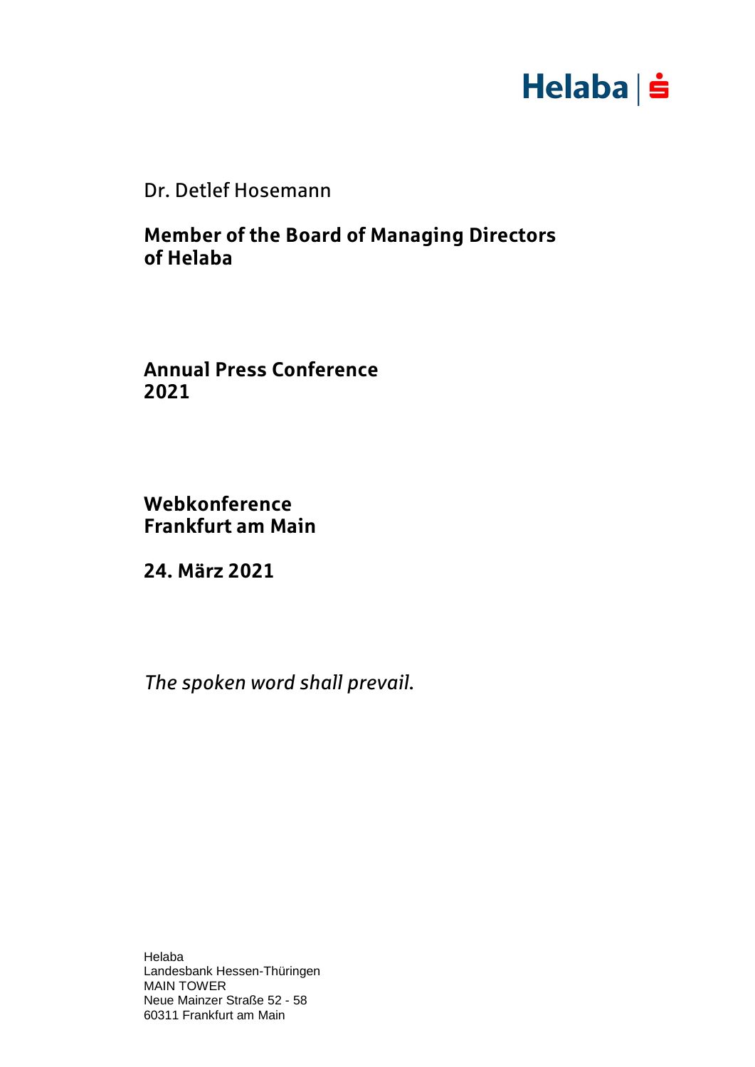Helaba | Ṡ

Dr. Detlef Hosemann

**Member of the Board of Managing Directors of Helaba**

**Annual Press Conference 2021**

**Webkonference**
**Frankfurt am Main**

**24. März 2021**

*The spoken word shall prevail.*

Helaba
Landesbank Hessen-Thüringen
MAIN TOWER
Neue Mainzer Straße 52 - 58
60311 Frankfurt am Main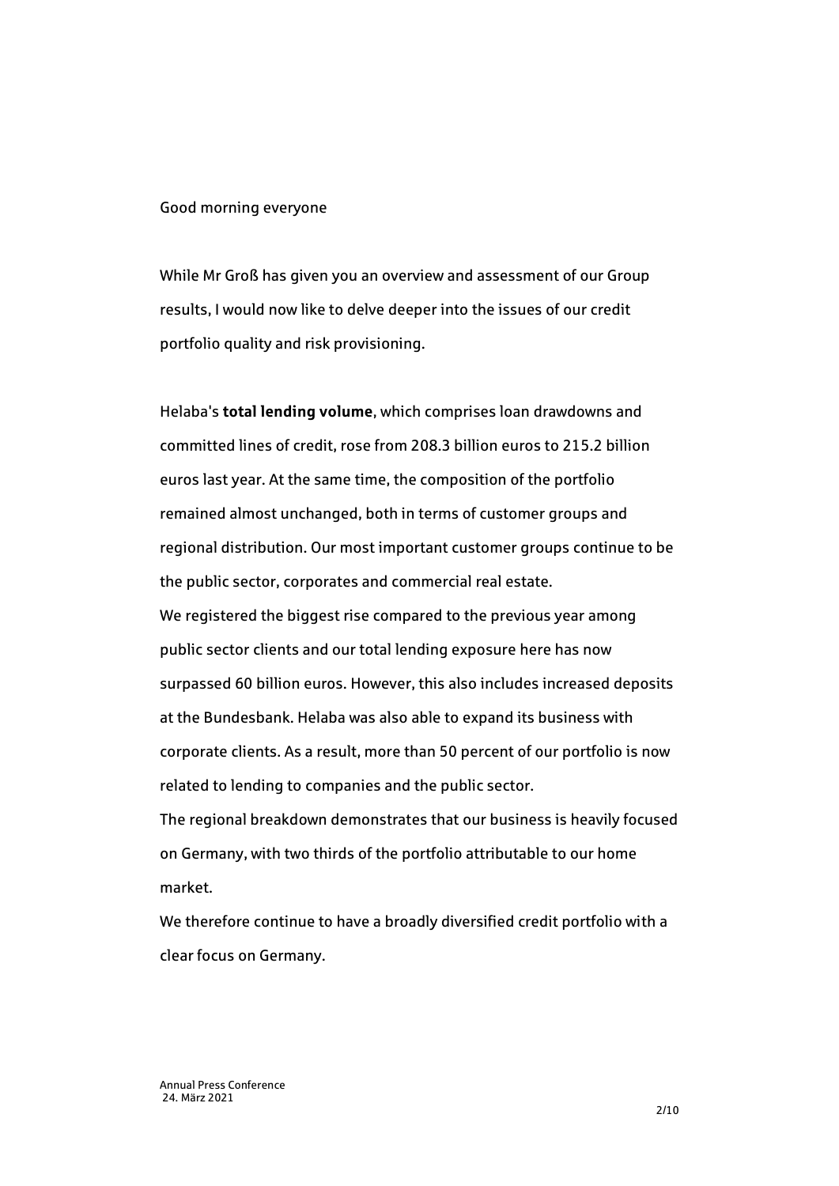Good morning everyone

While Mr Groß has given you an overview and assessment of our Group results, I would now like to delve deeper into the issues of our credit portfolio quality and risk provisioning.

Helaba's **total lending volume**, which comprises loan drawdowns and committed lines of credit, rose from 208.3 billion euros to 215.2 billion euros last year. At the same time, the composition of the portfolio remained almost unchanged, both in terms of customer groups and regional distribution. Our most important customer groups continue to be the public sector, corporates and commercial real estate.

We registered the biggest rise compared to the previous year among public sector clients and our total lending exposure here has now surpassed 60 billion euros. However, this also includes increased deposits at the Bundesbank. Helaba was also able to expand its business with corporate clients. As a result, more than 50 percent of our portfolio is now related to lending to companies and the public sector.

The regional breakdown demonstrates that our business is heavily focused on Germany, with two thirds of the portfolio attributable to our home market.

We therefore continue to have a broadly diversified credit portfolio with a clear focus on Germany.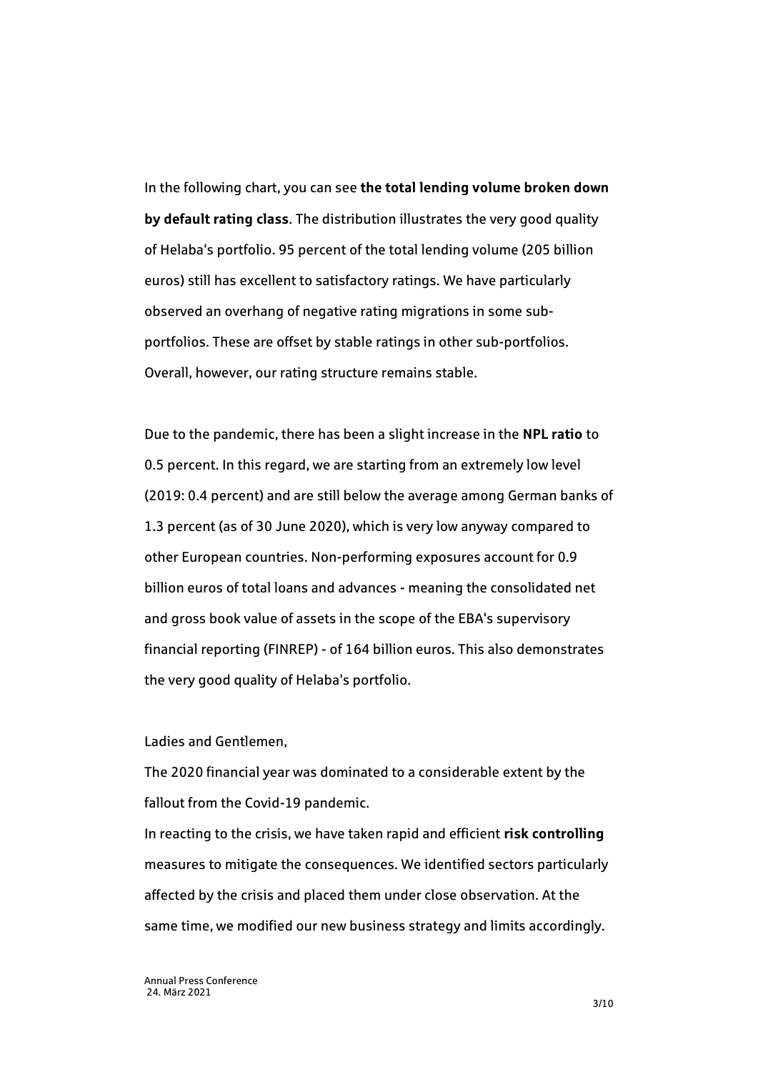In the following chart, you can see **the total lending volume broken down by default rating class**. The distribution illustrates the very good quality of Helaba's portfolio. 95 percent of the total lending volume (205 billion euros) still has excellent to satisfactory ratings. We have particularly observed an overhang of negative rating migrations in some sub-portfolios. These are offset by stable ratings in other sub-portfolios. Overall, however, our rating structure remains stable.

Due to the pandemic, there has been a slight increase in the **NPL ratio** to 0.5 percent. In this regard, we are starting from an extremely low level (2019: 0.4 percent) and are still below the average among German banks of 1.3 percent (as of 30 June 2020), which is very low anyway compared to other European countries. Non-performing exposures account for 0.9 billion euros of total loans and advances - meaning the consolidated net and gross book value of assets in the scope of the EBA's supervisory financial reporting (FINREP) - of 164 billion euros. This also demonstrates the very good quality of Helaba's portfolio.

Ladies and Gentlemen,

The 2020 financial year was dominated to a considerable extent by the fallout from the Covid-19 pandemic.

In reacting to the crisis, we have taken rapid and efficient **risk controlling** measures to mitigate the consequences. We identified sectors particularly affected by the crisis and placed them under close observation. At the same time, we modified our new business strategy and limits accordingly.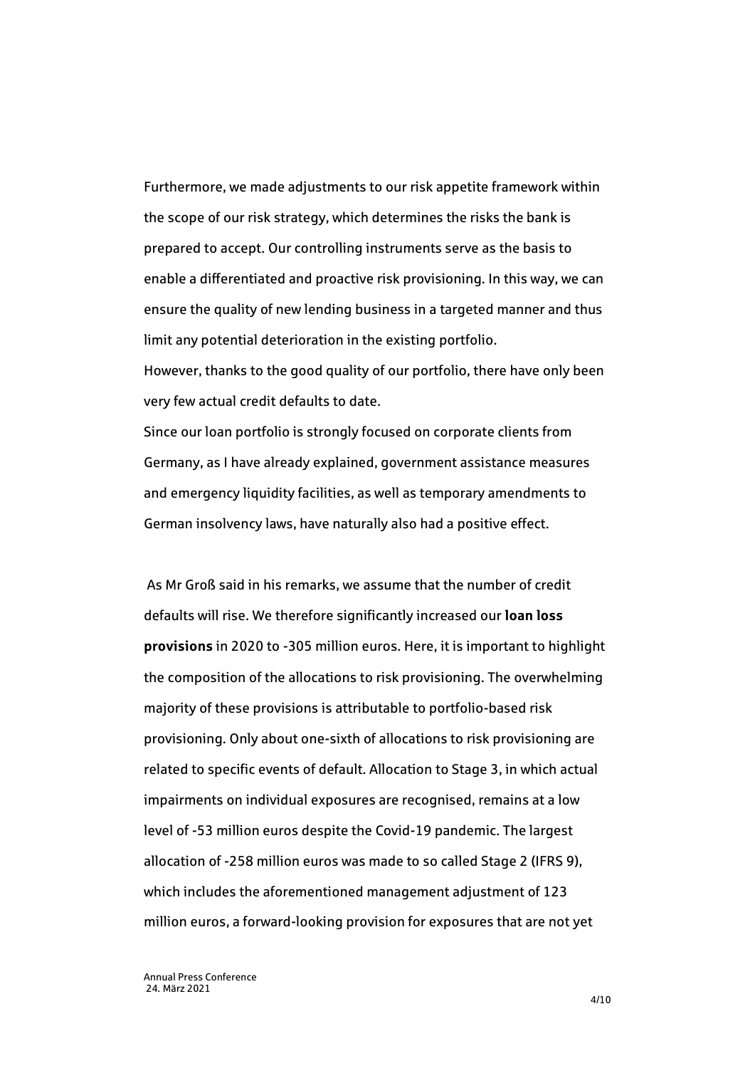Furthermore, we made adjustments to our risk appetite framework within the scope of our risk strategy, which determines the risks the bank is prepared to accept. Our controlling instruments serve as the basis to enable a differentiated and proactive risk provisioning. In this way, we can ensure the quality of new lending business in a targeted manner and thus limit any potential deterioration in the existing portfolio.
However, thanks to the good quality of our portfolio, there have only been very few actual credit defaults to date.
Since our loan portfolio is strongly focused on corporate clients from Germany, as I have already explained, government assistance measures and emergency liquidity facilities, as well as temporary amendments to German insolvency laws, have naturally also had a positive effect.

As Mr Groß said in his remarks, we assume that the number of credit defaults will rise. We therefore significantly increased our **loan loss provisions** in 2020 to -305 million euros. Here, it is important to highlight the composition of the allocations to risk provisioning. The overwhelming majority of these provisions is attributable to portfolio-based risk provisioning. Only about one-sixth of allocations to risk provisioning are related to specific events of default. Allocation to Stage 3, in which actual impairments on individual exposures are recognised, remains at a low level of -53 million euros despite the Covid-19 pandemic. The largest allocation of -258 million euros was made to so called Stage 2 (IFRS 9), which includes the aforementioned management adjustment of 123 million euros, a forward-looking provision for exposures that are not yet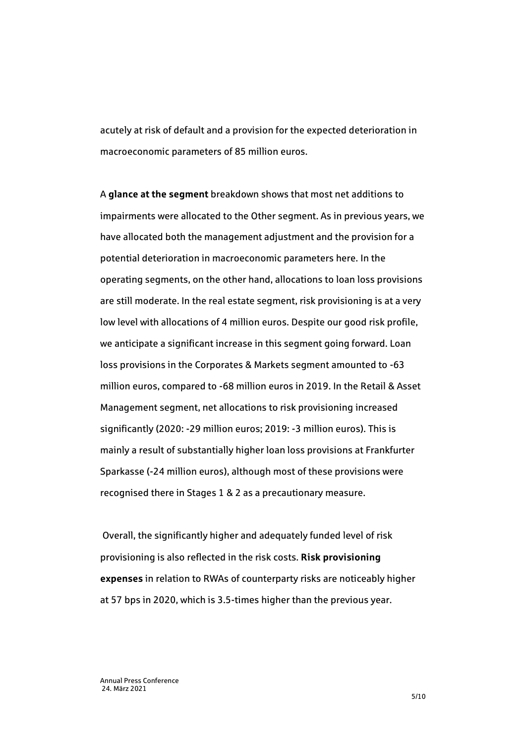acutely at risk of default and a provision for the expected deterioration in macroeconomic parameters of 85 million euros.

A **glance at the segment** breakdown shows that most net additions to impairments were allocated to the Other segment. As in previous years, we have allocated both the management adjustment and the provision for a potential deterioration in macroeconomic parameters here. In the operating segments, on the other hand, allocations to loan loss provisions are still moderate. In the real estate segment, risk provisioning is at a very low level with allocations of 4 million euros. Despite our good risk profile, we anticipate a significant increase in this segment going forward. Loan loss provisions in the Corporates & Markets segment amounted to -63 million euros, compared to -68 million euros in 2019. In the Retail & Asset Management segment, net allocations to risk provisioning increased significantly (2020: -29 million euros; 2019: -3 million euros). This is mainly a result of substantially higher loan loss provisions at Frankfurter Sparkasse (-24 million euros), although most of these provisions were recognised there in Stages 1 & 2 as a precautionary measure.

Overall, the significantly higher and adequately funded level of risk provisioning is also reflected in the risk costs. **Risk provisioning expenses** in relation to RWAs of counterparty risks are noticeably higher at 57 bps in 2020, which is 3.5-times higher than the previous year.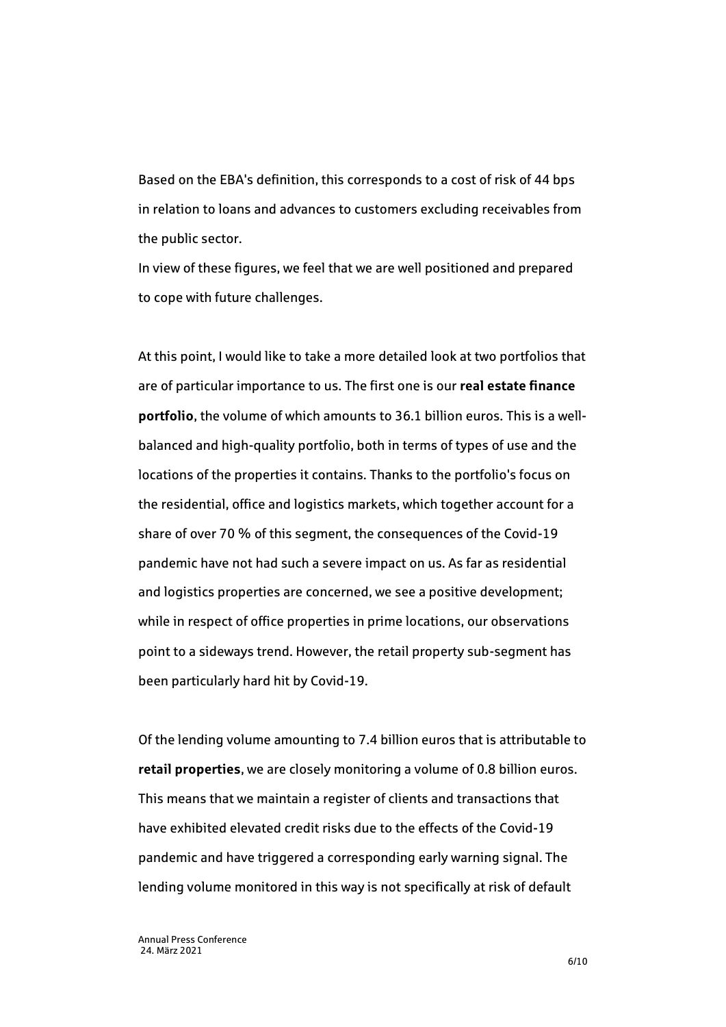Based on the EBA's definition, this corresponds to a cost of risk of 44 bps in relation to loans and advances to customers excluding receivables from the public sector.
In view of these figures, we feel that we are well positioned and prepared to cope with future challenges.

At this point, I would like to take a more detailed look at two portfolios that are of particular importance to us. The first one is our **real estate finance portfolio**, the volume of which amounts to 36.1 billion euros. This is a well-balanced and high-quality portfolio, both in terms of types of use and the locations of the properties it contains. Thanks to the portfolio's focus on the residential, office and logistics markets, which together account for a share of over 70 % of this segment, the consequences of the Covid-19 pandemic have not had such a severe impact on us. As far as residential and logistics properties are concerned, we see a positive development; while in respect of office properties in prime locations, our observations point to a sideways trend. However, the retail property sub-segment has been particularly hard hit by Covid-19.

Of the lending volume amounting to 7.4 billion euros that is attributable to **retail properties**, we are closely monitoring a volume of 0.8 billion euros. This means that we maintain a register of clients and transactions that have exhibited elevated credit risks due to the effects of the Covid-19 pandemic and have triggered a corresponding early warning signal. The lending volume monitored in this way is not specifically at risk of default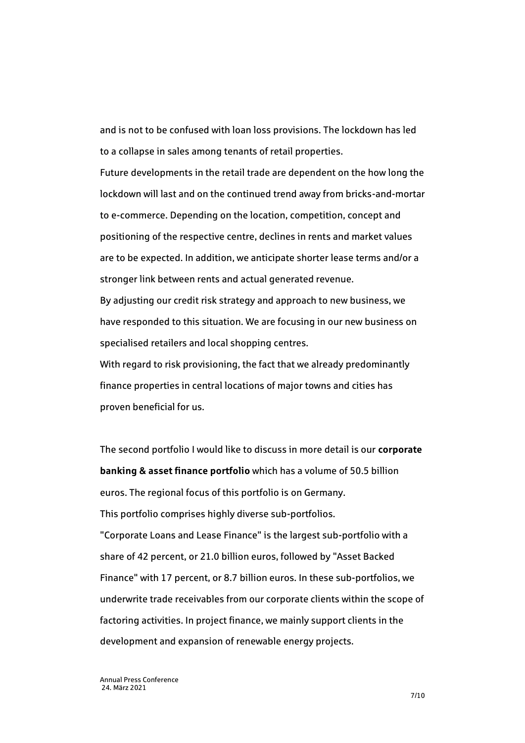and is not to be confused with loan loss provisions. The lockdown has led to a collapse in sales among tenants of retail properties.
Future developments in the retail trade are dependent on the how long the lockdown will last and on the continued trend away from bricks-and-mortar to e-commerce. Depending on the location, competition, concept and positioning of the respective centre, declines in rents and market values are to be expected. In addition, we anticipate shorter lease terms and/or a stronger link between rents and actual generated revenue.
By adjusting our credit risk strategy and approach to new business, we have responded to this situation. We are focusing in our new business on specialised retailers and local shopping centres.
With regard to risk provisioning, the fact that we already predominantly finance properties in central locations of major towns and cities has proven beneficial for us.

The second portfolio I would like to discuss in more detail is our **corporate banking & asset finance portfolio** which has a volume of 50.5 billion euros. The regional focus of this portfolio is on Germany.
This portfolio comprises highly diverse sub-portfolios.
"Corporate Loans and Lease Finance" is the largest sub-portfolio with a share of 42 percent, or 21.0 billion euros, followed by "Asset Backed Finance" with 17 percent, or 8.7 billion euros. In these sub-portfolios, we underwrite trade receivables from our corporate clients within the scope of factoring activities. In project finance, we mainly support clients in the development and expansion of renewable energy projects.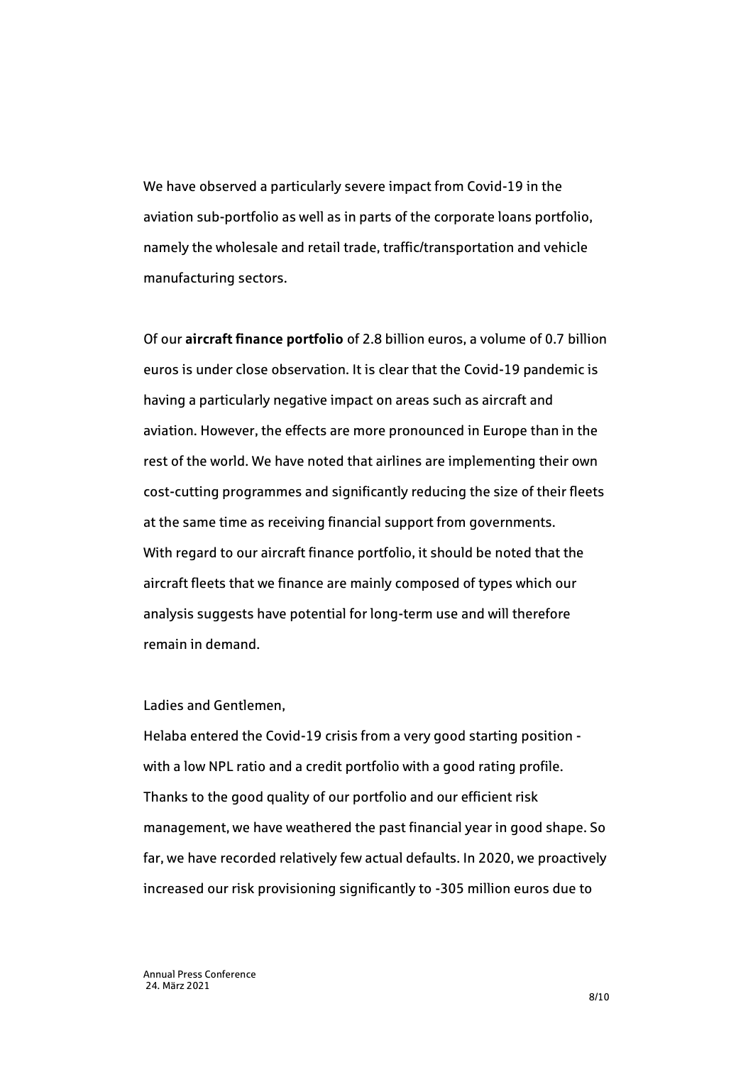We have observed a particularly severe impact from Covid-19 in the aviation sub-portfolio as well as in parts of the corporate loans portfolio, namely the wholesale and retail trade, traffic/transportation and vehicle manufacturing sectors.

Of our **aircraft finance portfolio** of 2.8 billion euros, a volume of 0.7 billion euros is under close observation. It is clear that the Covid-19 pandemic is having a particularly negative impact on areas such as aircraft and aviation. However, the effects are more pronounced in Europe than in the rest of the world. We have noted that airlines are implementing their own cost-cutting programmes and significantly reducing the size of their fleets at the same time as receiving financial support from governments. With regard to our aircraft finance portfolio, it should be noted that the aircraft fleets that we finance are mainly composed of types which our analysis suggests have potential for long-term use and will therefore remain in demand.

Ladies and Gentlemen,

Helaba entered the Covid-19 crisis from a very good starting position - with a low NPL ratio and a credit portfolio with a good rating profile. Thanks to the good quality of our portfolio and our efficient risk management, we have weathered the past financial year in good shape. So far, we have recorded relatively few actual defaults. In 2020, we proactively increased our risk provisioning significantly to -305 million euros due to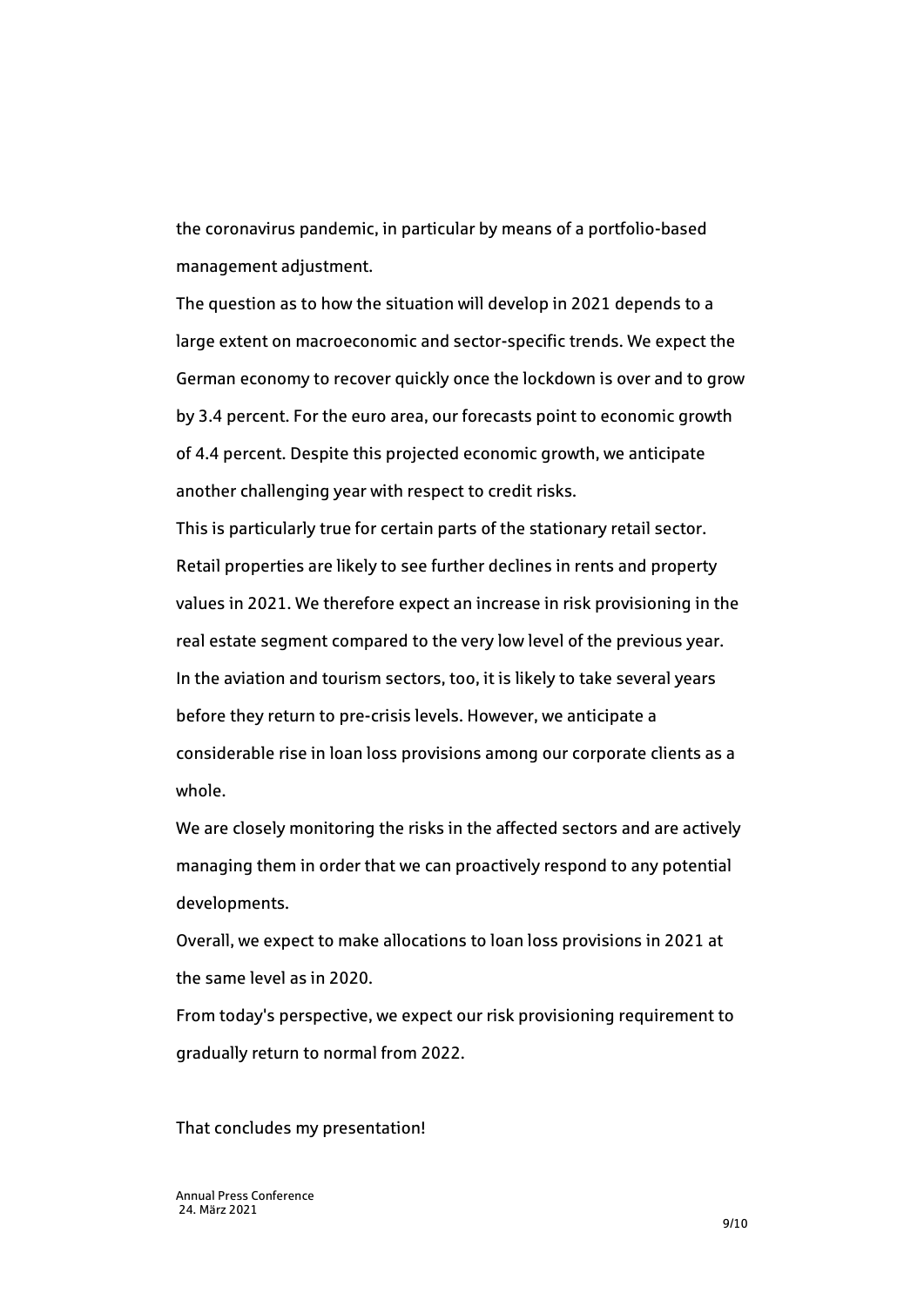the coronavirus pandemic, in particular by means of a portfolio-based management adjustment.

The question as to how the situation will develop in 2021 depends to a large extent on macroeconomic and sector-specific trends. We expect the German economy to recover quickly once the lockdown is over and to grow by 3.4 percent. For the euro area, our forecasts point to economic growth of 4.4 percent. Despite this projected economic growth, we anticipate another challenging year with respect to credit risks.

This is particularly true for certain parts of the stationary retail sector. Retail properties are likely to see further declines in rents and property values in 2021. We therefore expect an increase in risk provisioning in the real estate segment compared to the very low level of the previous year. In the aviation and tourism sectors, too, it is likely to take several years before they return to pre-crisis levels. However, we anticipate a considerable rise in loan loss provisions among our corporate clients as a whole.

We are closely monitoring the risks in the affected sectors and are actively managing them in order that we can proactively respond to any potential developments.

Overall, we expect to make allocations to loan loss provisions in 2021 at the same level as in 2020.

From today's perspective, we expect our risk provisioning requirement to gradually return to normal from 2022.

That concludes my presentation!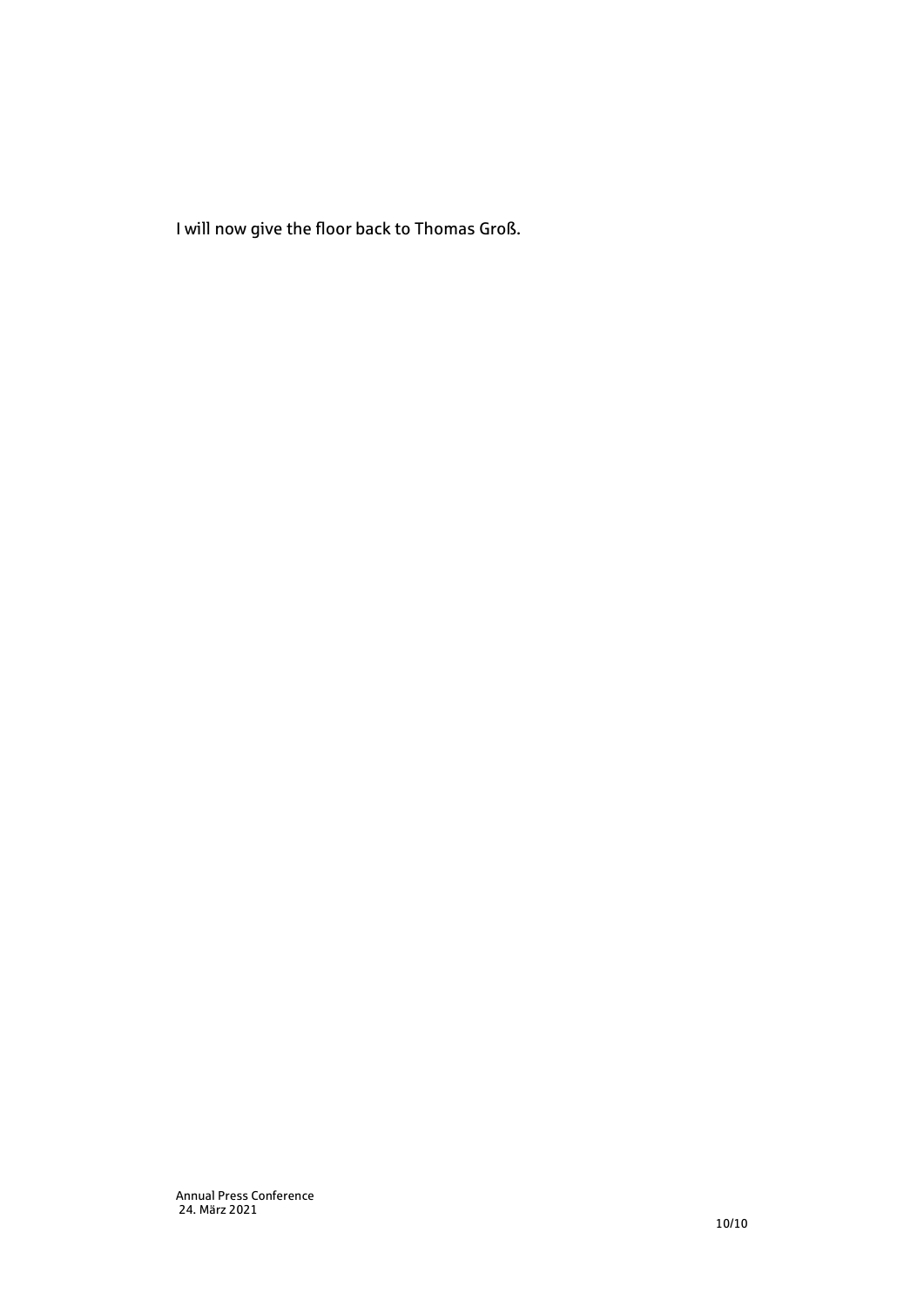I will now give the floor back to Thomas Groß.